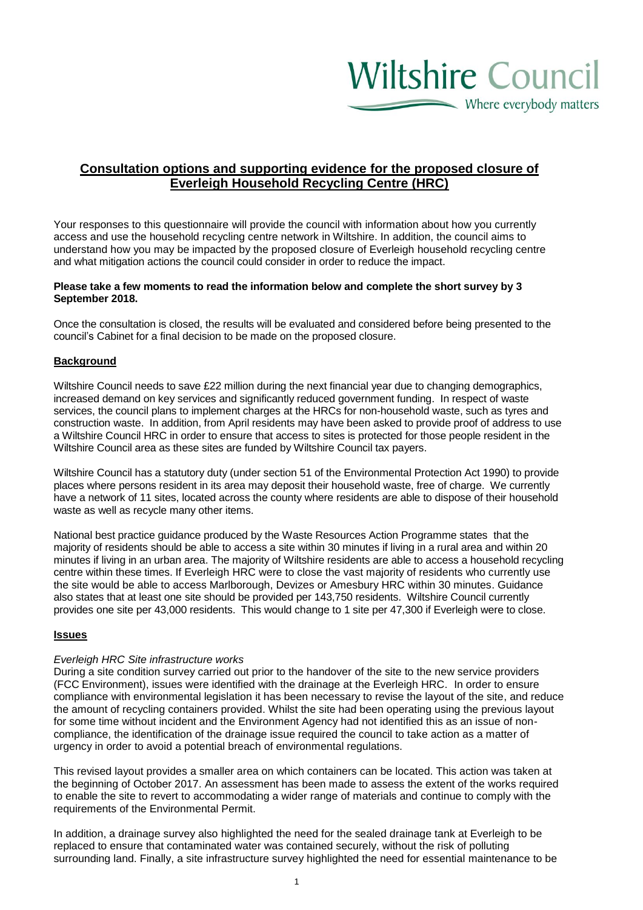Wiltshire Council

Where everybody matters

# Consultation options and supporting evidence for the proposed closure of Everleigh Household Recycling Centre (HRC)

Your responses to this questionnaire will provide the council with information about how you currently access and use the household recycling centre network in Wiltshire. In addition, the council aims to understand how you may be impacted by the proposed closure of Everleigh household recycling centre and what mitigation actions the council could consider in order to reduce the impact.

**Please take a few moments to read the information below and complete the short survey by 3 September 2018.**

Once the consultation is closed, the results will be evaluated and considered before being presented to the council's Cabinet for a final decision to be made on the proposed closure.

## Background

Wiltshire Council needs to save £22 million during the next financial year due to changing demographics, increased demand on key services and significantly reduced government funding. In respect of waste services, the council plans to implement charges at the HRCs for non-household waste, such as tyres and construction waste. In addition, from April residents may have been asked to provide proof of address to use a Wiltshire Council HRC in order to ensure that access to sites is protected for those people resident in the Wiltshire Council area as these sites are funded by Wiltshire Council tax payers.

Wiltshire Council has a statutory duty (under section 51 of the Environmental Protection Act 1990) to provide places where persons resident in its area may deposit their household waste, free of charge. We currently have a network of 11 sites, located across the county where residents are able to dispose of their household waste as well as recycle many other items.

National best practice guidance produced by the Waste Resources Action Programme states that the majority of residents should be able to access a site within 30 minutes if living in a rural area and within 20 minutes if living in an urban area. The majority of Wiltshire residents are able to access a household recycling centre within these times. If Everleigh HRC were to close the vast majority of residents who currently use the site would be able to access Marlborough, Devizes or Amesbury HRC within 30 minutes. Guidance also states that at least one site should be provided per 143,750 residents. Wiltshire Council currently provides one site per 43,000 residents. This would change to 1 site per 47,300 if Everleigh were to close.

## Issues

*Everleigh HRC Site infrastructure works*

During a site condition survey carried out prior to the handover of the site to the new service providers (FCC Environment), issues were identified with the drainage at the Everleigh HRC. In order to ensure compliance with environmental legislation it has been necessary to revise the layout of the site, and reduce the amount of recycling containers provided. Whilst the site had been operating using the previous layout for some time without incident and the Environment Agency had not identified this as an issue of non-compliance, the identification of the drainage issue required the council to take action as a matter of urgency in order to avoid a potential breach of environmental regulations.

This revised layout provides a smaller area on which containers can be located. This action was taken at the beginning of October 2017. An assessment has been made to assess the extent of the works required to enable the site to revert to accommodating a wider range of materials and continue to comply with the requirements of the Environmental Permit.

In addition, a drainage survey also highlighted the need for the sealed drainage tank at Everleigh to be replaced to ensure that contaminated water was contained securely, without the risk of polluting surrounding land. Finally, a site infrastructure survey highlighted the need for essential maintenance to be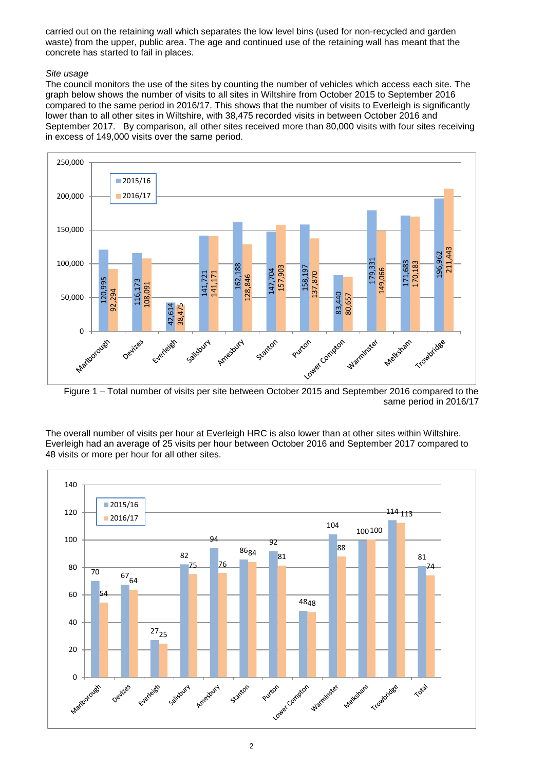carried out on the retaining wall which separates the low level bins (used for non-recycled and garden waste) from the upper, public area. The age and continued use of the retaining wall has meant that the concrete has started to fail in places.

*Site usage*

The council monitors the use of the sites by counting the number of vehicles which access each site. The graph below shows the number of visits to all sites in Wiltshire from October 2015 to September 2016 compared to the same period in 2016/17. This shows that the number of visits to Everleigh is significantly lower than to all other sites in Wiltshire, with 38,475 recorded visits in between October 2016 and September 2017. By comparison, all other sites received more than 80,000 visits with four sites receiving in excess of 149,000 visits over the same period.

| Site | 2015/16 | 2016/17 |
|---|---|---|
| Marlborough | 120,995 | 92,294 |
| Devizes | 116,173 | 108,091 |
| Everleigh | 42,614 | 38,475 |
| Salisbury | 141,721 | 141,171 |
| Amesbury | 162,188 | 128,846 |
| Stanton | 147,704 | 157,903 |
| Purton | 158,197 | 137,870 |
| Lower Compton | 83,440 | 80,657 |
| Warminster | 179,331 | 149,066 |
| Melksham | 171,683 | 170,183 |
| Trowbridge | 196,962 | 211,443 |

Figure 1 – Total number of visits per site between October 2015 and September 2016 compared to the same period in 2016/17

The overall number of visits per hour at Everleigh HRC is also lower than at other sites within Wiltshire. Everleigh had an average of 25 visits per hour between October 2016 and September 2017 compared to 48 visits or more per hour for all other sites.

| Site | 2015/16 | 2016/17 |
|---|---|---|
| Marlborough | 70 | 54 |
| Devizes | 67 | 64 |
| Everleigh | 27 | 25 |
| Salisbury | 82 | 75 |
| Amesbury | 94 | 76 |
| Stanton | 86 | 84 |
| Purton | 92 | 81 |
| Lower Compton | 48 | 48 |
| Warminster | 104 | 88 |
| Melksham | 100 | 100 |
| Trowbridge | 114 | 113 |
| Total | 81 | 74 |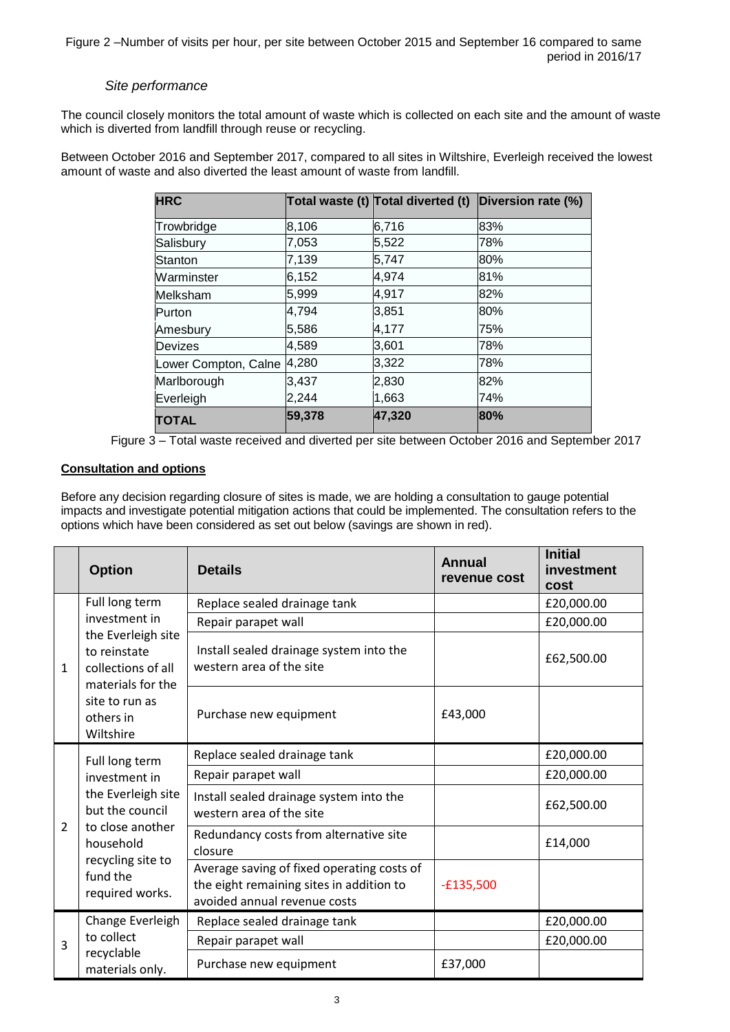Figure 2 –Number of visits per hour, per site between October 2015 and September 16 compared to same period in 2016/17

### *Site performance*

The council closely monitors the total amount of waste which is collected on each site and the amount of waste which is diverted from landfill through reuse or recycling.

Between October 2016 and September 2017, compared to all sites in Wiltshire, Everleigh received the lowest amount of waste and also diverted the least amount of waste from landfill.

| HRC | Total waste (t) | Total diverted (t) | Diversion rate (%) |
|---|---|---|---|
| Trowbridge | 8,106 | 6,716 | 83% |
| Salisbury | 7,053 | 5,522 | 78% |
| Stanton | 7,139 | 5,747 | 80% |
| Warminster | 6,152 | 4,974 | 81% |
| Melksham | 5,999 | 4,917 | 82% |
| Purton | 4,794 | 3,851 | 80% |
| Amesbury | 5,586 | 4,177 | 75% |
| Devizes | 4,589 | 3,601 | 78% |
| Lower Compton, Calne | 4,280 | 3,322 | 78% |
| Marlborough | 3,437 | 2,830 | 82% |
| Everleigh | 2,244 | 1,663 | 74% |
| **TOTAL** | **59,378** | **47,320** | **80%** |

Figure 3 – Total waste received and diverted per site between October 2016 and September 2017

## **Consultation and options**

Before any decision regarding closure of sites is made, we are holding a consultation to gauge potential impacts and investigate potential mitigation actions that could be implemented. The consultation refers to the options which have been considered as set out below (savings are shown in red).

| | Option | Details | Annual revenue cost | Initial investment cost |
|---|---|---|---|---|
| 1 | Full long term investment in the Everleigh site to reinstate collections of all materials for the site to run as others in Wiltshire | Replace sealed drainage tank | | £20,000.00 |
| | | Repair parapet wall | | £20,000.00 |
| | | Install sealed drainage system into the western area of the site | | £62,500.00 |
| | | Purchase new equipment | £43,000 | |
| 2 | Full long term investment in the Everleigh site but the council to close another household recycling site to fund the required works. | Replace sealed drainage tank | | £20,000.00 |
| | | Repair parapet wall | | £20,000.00 |
| | | Install sealed drainage system into the western area of the site | | £62,500.00 |
| | | Redundancy costs from alternative site closure | | £14,000 |
| | | Average saving of fixed operating costs of the eight remaining sites in addition to avoided annual revenue costs | -£135,500 | |
| 3 | Change Everleigh to collect recyclable materials only. | Replace sealed drainage tank | | £20,000.00 |
| | | Repair parapet wall | | £20,000.00 |
| | | Purchase new equipment | £37,000 | |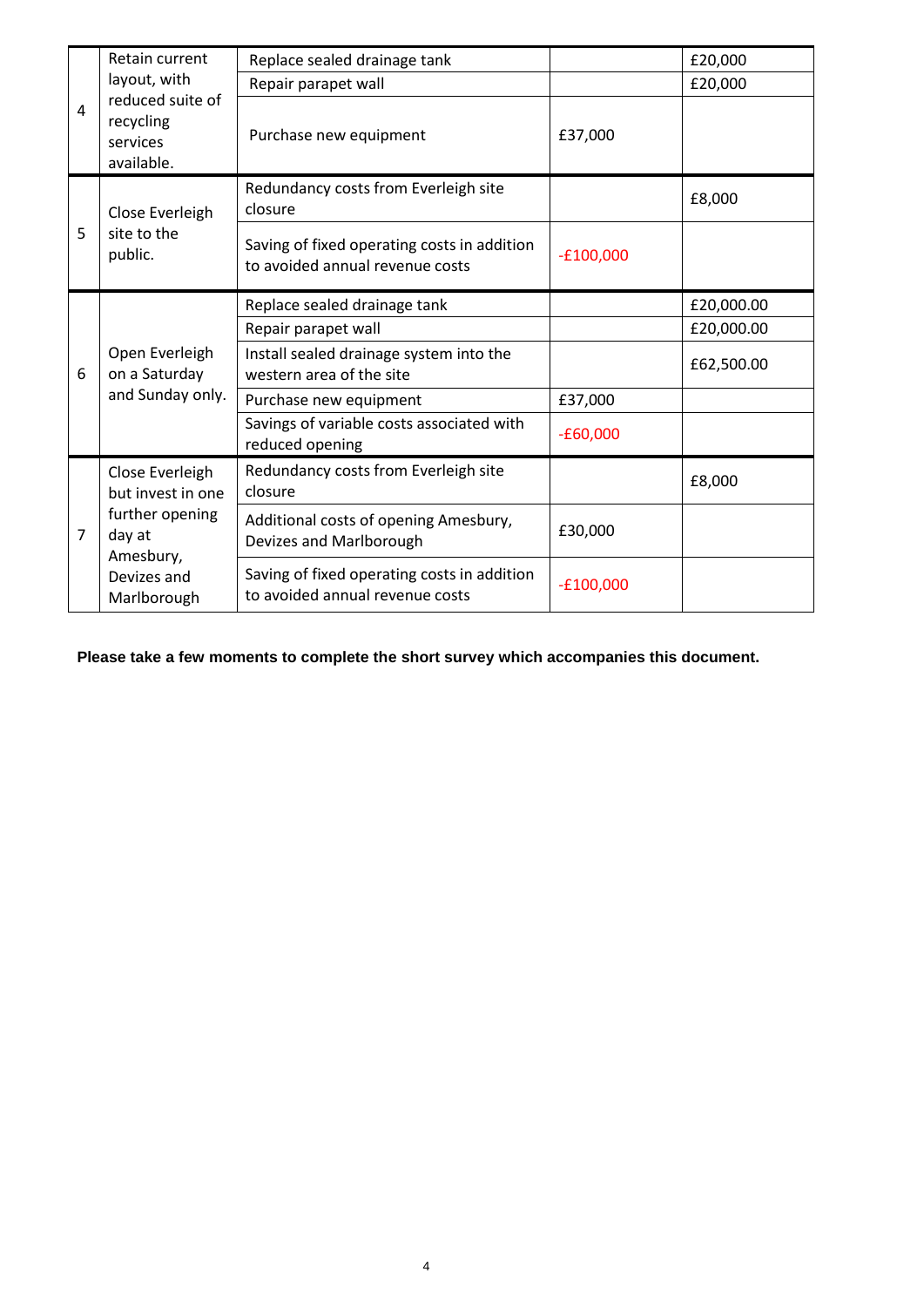| | | | | |
|---|---|---|---|---|
| 4 | Retain current layout, with reduced suite of recycling services available. | Replace sealed drainage tank | | £20,000 |
| | | Repair parapet wall | | £20,000 |
| | | Purchase new equipment | £37,000 | |
| 5 | Close Everleigh site to the public. | Redundancy costs from Everleigh site closure | | £8,000 |
| | | Saving of fixed operating costs in addition to avoided annual revenue costs | -£100,000 | |
| 6 | Open Everleigh on a Saturday and Sunday only. | Replace sealed drainage tank | | £20,000.00 |
| | | Repair parapet wall | | £20,000.00 |
| | | Install sealed drainage system into the western area of the site | | £62,500.00 |
| | | Purchase new equipment | £37,000 | |
| | | Savings of variable costs associated with reduced opening | -£60,000 | |
| 7 | Close Everleigh but invest in one further opening day at Amesbury, Devizes and Marlborough | Redundancy costs from Everleigh site closure | | £8,000 |
| | | Additional costs of opening Amesbury, Devizes and Marlborough | £30,000 | |
| | | Saving of fixed operating costs in addition to avoided annual revenue costs | -£100,000 | |

**Please take a few moments to complete the short survey which accompanies this document.**